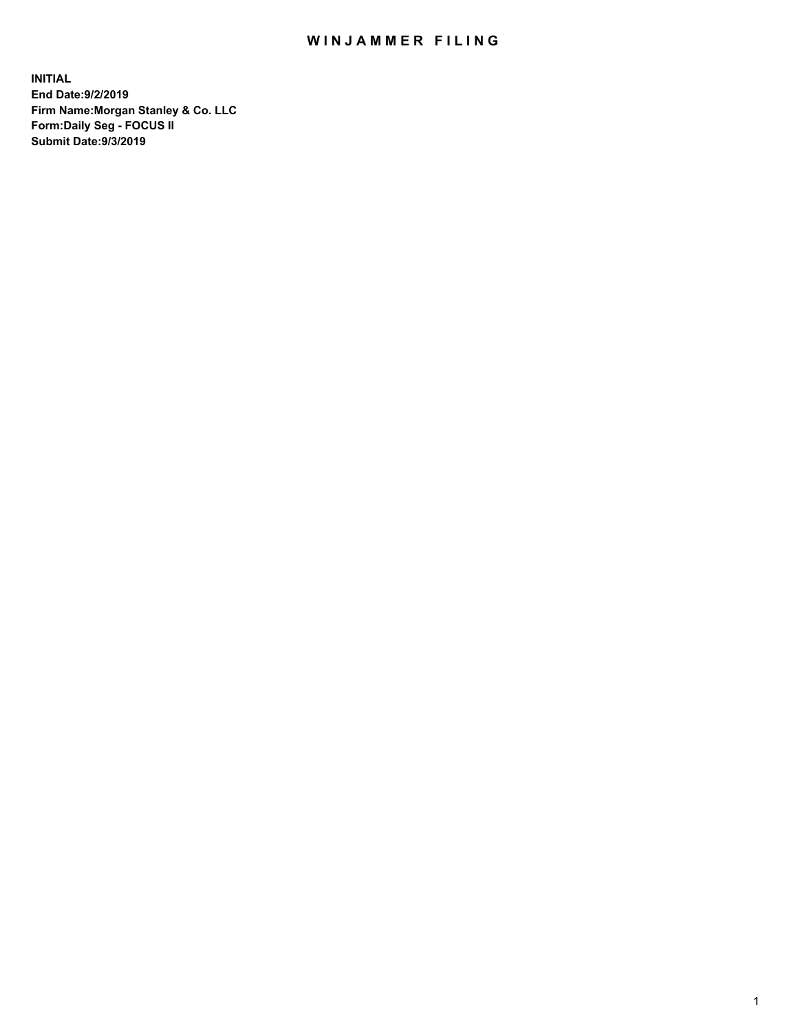# WINJAMMER FILING

**INITIAL**
**End Date:9/2/2019**
**Firm Name:Morgan Stanley & Co. LLC**
**Form:Daily Seg - FOCUS II**
**Submit Date:9/3/2019**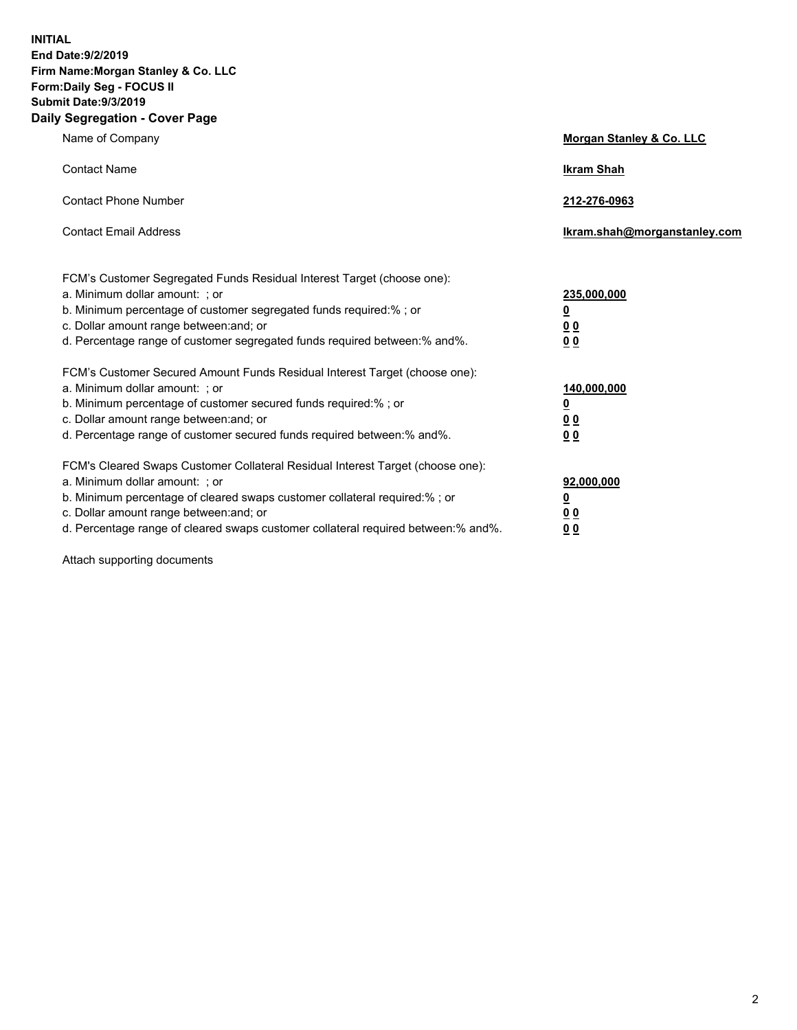**INITIAL**
**End Date:9/2/2019**
**Firm Name:Morgan Stanley & Co. LLC**
**Form:Daily Seg - FOCUS II**
**Submit Date:9/3/2019**

## Daily Segregation - Cover Page

| | |
|---|---|
| Name of Company | **Morgan Stanley & Co. LLC** |
| Contact Name | **Ikram Shah** |
| Contact Phone Number | **212-276-0963** |
| Contact Email Address | **Ikram.shah@morganstanley.com** |

| | |
|---|---|
| FCM's Customer Segregated Funds Residual Interest Target (choose one): | |
| a. Minimum dollar amount: ; or | **235,000,000** |
| b. Minimum percentage of customer segregated funds required:% ; or | **0** |
| c. Dollar amount range between:and; or | **0 0** |
| d. Percentage range of customer segregated funds required between:% and%. | **0 0** |
| FCM's Customer Secured Amount Funds Residual Interest Target (choose one): | |
| a. Minimum dollar amount: ; or | **140,000,000** |
| b. Minimum percentage of customer secured funds required:% ; or | **0** |
| c. Dollar amount range between:and; or | **0 0** |
| d. Percentage range of customer secured funds required between:% and%. | **0 0** |
| FCM's Cleared Swaps Customer Collateral Residual Interest Target (choose one): | |
| a. Minimum dollar amount: ; or | **92,000,000** |
| b. Minimum percentage of cleared swaps customer collateral required:% ; or | **0** |
| c. Dollar amount range between:and; or | **0 0** |
| d. Percentage range of cleared swaps customer collateral required between:% and%. | **0 0** |

Attach supporting documents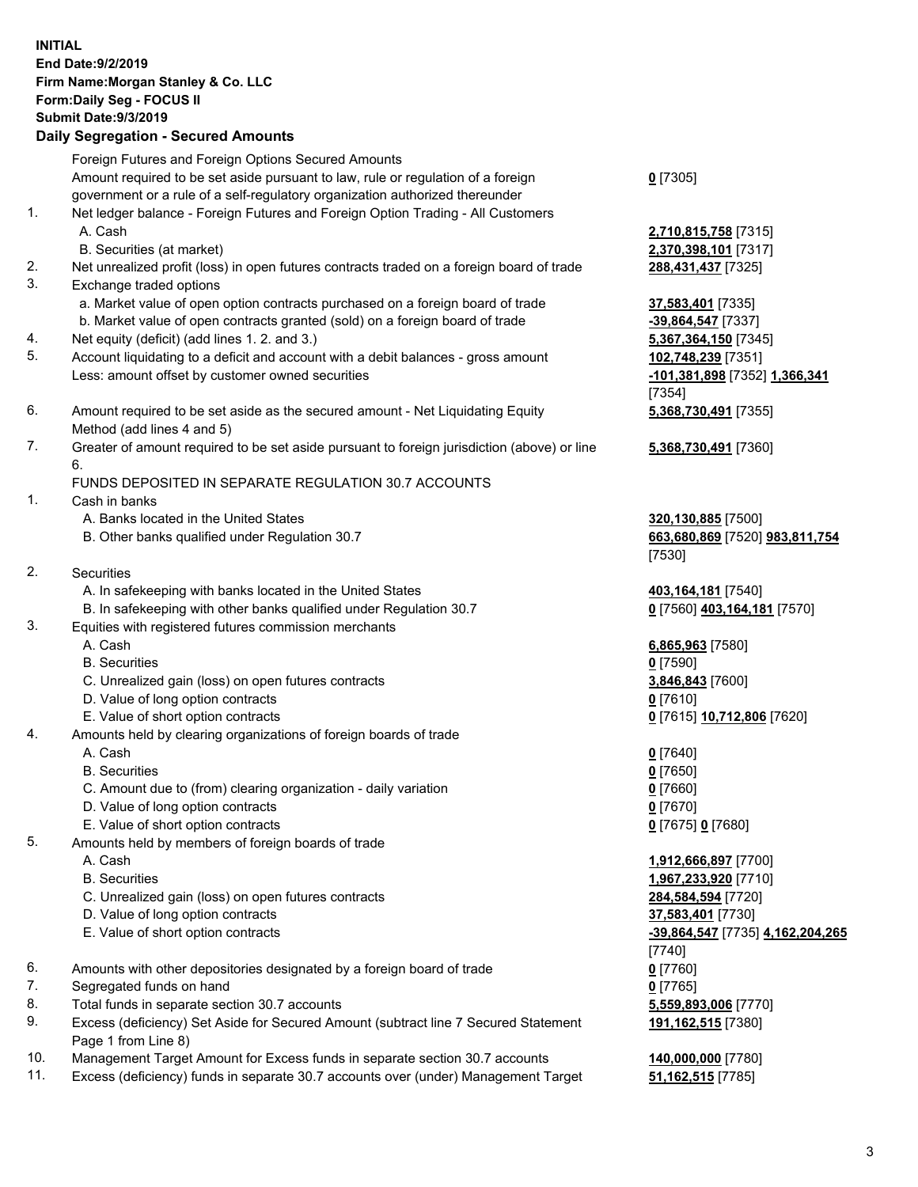**INITIAL**
**End Date:9/2/2019**
**Firm Name:Morgan Stanley & Co. LLC**
**Form:Daily Seg - FOCUS II**
**Submit Date:9/3/2019**

## Daily Segregation - Secured Amounts

| | | |
|---|---|---|
| | Foreign Futures and Foreign Options Secured Amounts | |
| | Amount required to be set aside pursuant to law, rule or regulation of a foreign government or a rule of a self-regulatory organization authorized thereunder | **0** [7305] |
| 1. | Net ledger balance - Foreign Futures and Foreign Option Trading - All Customers | |
| | A. Cash | **2,710,815,758** [7315] |
| | B. Securities (at market) | **2,370,398,101** [7317] |
| 2. | Net unrealized profit (loss) in open futures contracts traded on a foreign board of trade | **288,431,437** [7325] |
| 3. | Exchange traded options | |
| | a. Market value of open option contracts purchased on a foreign board of trade | **37,583,401** [7335] |
| | b. Market value of open contracts granted (sold) on a foreign board of trade | **-39,864,547** [7337] |
| 4. | Net equity (deficit) (add lines 1. 2. and 3.) | **5,367,364,150** [7345] |
| 5. | Account liquidating to a deficit and account with a debit balances - gross amount | **102,748,239** [7351] |
| | Less: amount offset by customer owned securities | **-101,381,898** [7352] **1,366,341** [7354] |
| 6. | Amount required to be set aside as the secured amount - Net Liquidating Equity Method (add lines 4 and 5) | **5,368,730,491** [7355] |
| 7. | Greater of amount required to be set aside pursuant to foreign jurisdiction (above) or line 6. | **5,368,730,491** [7360] |
| | FUNDS DEPOSITED IN SEPARATE REGULATION 30.7 ACCOUNTS | |
| 1. | Cash in banks | |
| | A. Banks located in the United States | **320,130,885** [7500] |
| | B. Other banks qualified under Regulation 30.7 | **663,680,869** [7520] **983,811,754** [7530] |
| 2. | Securities | |
| | A. In safekeeping with banks located in the United States | **403,164,181** [7540] |
| | B. In safekeeping with other banks qualified under Regulation 30.7 | **0** [7560] **403,164,181** [7570] |
| 3. | Equities with registered futures commission merchants | |
| | A. Cash | **6,865,963** [7580] |
| | B. Securities | **0** [7590] |
| | C. Unrealized gain (loss) on open futures contracts | **3,846,843** [7600] |
| | D. Value of long option contracts | **0** [7610] |
| | E. Value of short option contracts | **0** [7615] **10,712,806** [7620] |
| 4. | Amounts held by clearing organizations of foreign boards of trade | |
| | A. Cash | **0** [7640] |
| | B. Securities | **0** [7650] |
| | C. Amount due to (from) clearing organization - daily variation | **0** [7660] |
| | D. Value of long option contracts | **0** [7670] |
| | E. Value of short option contracts | **0** [7675] **0** [7680] |
| 5. | Amounts held by members of foreign boards of trade | |
| | A. Cash | **1,912,666,897** [7700] |
| | B. Securities | **1,967,233,920** [7710] |
| | C. Unrealized gain (loss) on open futures contracts | **284,584,594** [7720] |
| | D. Value of long option contracts | **37,583,401** [7730] |
| | E. Value of short option contracts | **-39,864,547** [7735] **4,162,204,265** [7740] |
| 6. | Amounts with other depositories designated by a foreign board of trade | **0** [7760] |
| 7. | Segregated funds on hand | **0** [7765] |
| 8. | Total funds in separate section 30.7 accounts | **5,559,893,006** [7770] |
| 9. | Excess (deficiency) Set Aside for Secured Amount (subtract line 7 Secured Statement Page 1 from Line 8) | **191,162,515** [7380] |
| 10. | Management Target Amount for Excess funds in separate section 30.7 accounts | **140,000,000** [7780] |
| 11. | Excess (deficiency) funds in separate 30.7 accounts over (under) Management Target | **51,162,515** [7785] |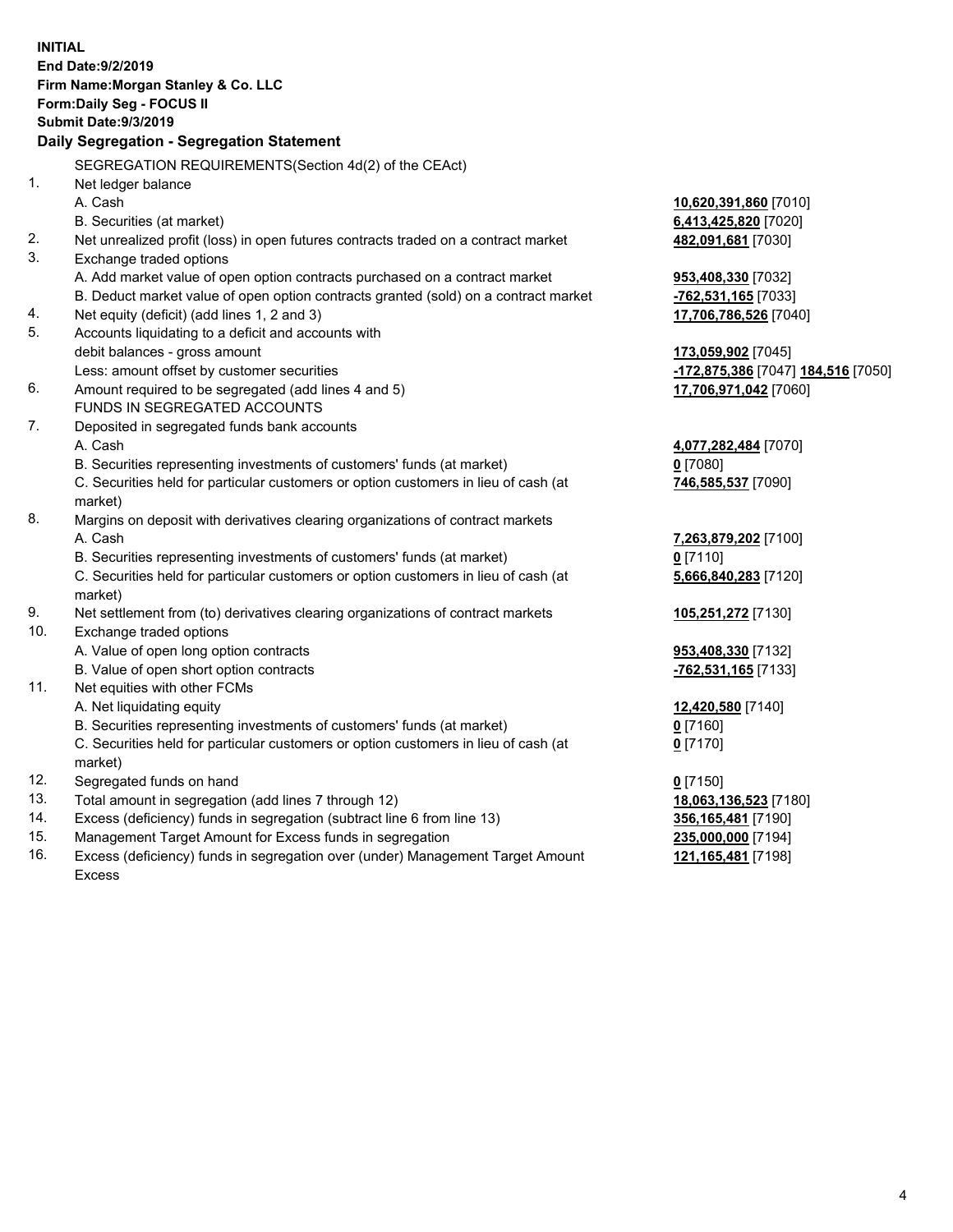**INITIAL**
**End Date:9/2/2019**
**Firm Name:Morgan Stanley & Co. LLC**
**Form:Daily Seg - FOCUS II**
**Submit Date:9/3/2019**

### Daily Segregation - Segregation Statement

SEGREGATION REQUIREMENTS(Section 4d(2) of the CEAct)

| | | |
|---|---|---|
| 1. | Net ledger balance | |
| | A. Cash | **10,620,391,860** [7010] |
| | B. Securities (at market) | **6,413,425,820** [7020] |
| 2. | Net unrealized profit (loss) in open futures contracts traded on a contract market | **482,091,681** [7030] |
| 3. | Exchange traded options | |
| | A. Add market value of open option contracts purchased on a contract market | **953,408,330** [7032] |
| | B. Deduct market value of open option contracts granted (sold) on a contract market | **-762,531,165** [7033] |
| 4. | Net equity (deficit) (add lines 1, 2 and 3) | **17,706,786,526** [7040] |
| 5. | Accounts liquidating to a deficit and accounts with debit balances - gross amount | **173,059,902** [7045] |
| | Less: amount offset by customer securities | **-172,875,386** [7047] **184,516** [7050] |
| 6. | Amount required to be segregated (add lines 4 and 5) | **17,706,971,042** [7060] |
| | FUNDS IN SEGREGATED ACCOUNTS | |
| 7. | Deposited in segregated funds bank accounts | |
| | A. Cash | **4,077,282,484** [7070] |
| | B. Securities representing investments of customers' funds (at market) | **0** [7080] |
| | C. Securities held for particular customers or option customers in lieu of cash (at market) | **746,585,537** [7090] |
| 8. | Margins on deposit with derivatives clearing organizations of contract markets | |
| | A. Cash | **7,263,879,202** [7100] |
| | B. Securities representing investments of customers' funds (at market) | **0** [7110] |
| | C. Securities held for particular customers or option customers in lieu of cash (at market) | **5,666,840,283** [7120] |
| 9. | Net settlement from (to) derivatives clearing organizations of contract markets | **105,251,272** [7130] |
| 10. | Exchange traded options | |
| | A. Value of open long option contracts | **953,408,330** [7132] |
| | B. Value of open short option contracts | **-762,531,165** [7133] |
| 11. | Net equities with other FCMs | |
| | A. Net liquidating equity | **12,420,580** [7140] |
| | B. Securities representing investments of customers' funds (at market) | **0** [7160] |
| | C. Securities held for particular customers or option customers in lieu of cash (at market) | **0** [7170] |
| 12. | Segregated funds on hand | **0** [7150] |
| 13. | Total amount in segregation (add lines 7 through 12) | **18,063,136,523** [7180] |
| 14. | Excess (deficiency) funds in segregation (subtract line 6 from line 13) | **356,165,481** [7190] |
| 15. | Management Target Amount for Excess funds in segregation | **235,000,000** [7194] |
| 16. | Excess (deficiency) funds in segregation over (under) Management Target Amount Excess | **121,165,481** [7198] |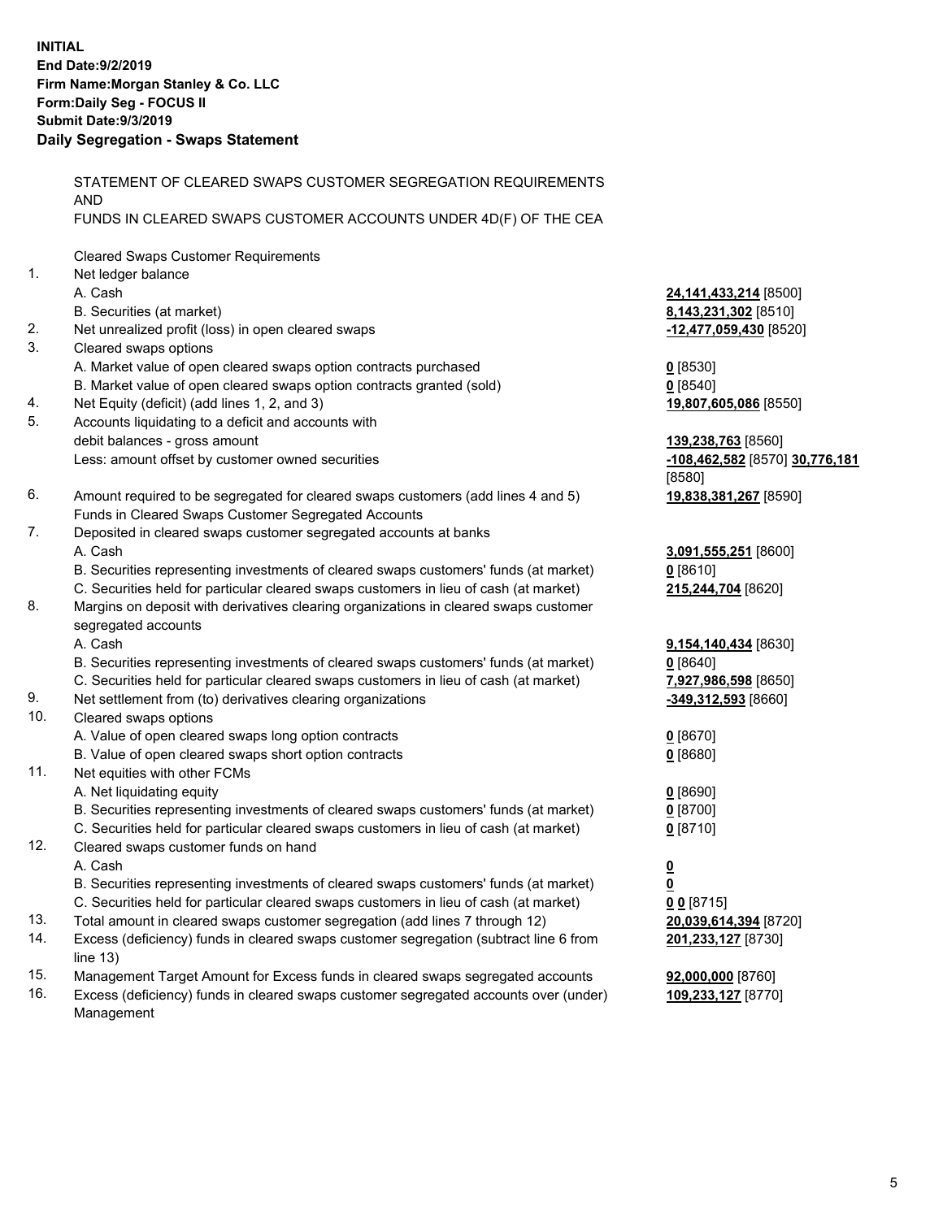**INITIAL**
**End Date:9/2/2019**
**Firm Name:Morgan Stanley & Co. LLC**
**Form:Daily Seg - FOCUS II**
**Submit Date:9/3/2019**
**Daily Segregation - Swaps Statement**

STATEMENT OF CLEARED SWAPS CUSTOMER SEGREGATION REQUIREMENTS AND FUNDS IN CLEARED SWAPS CUSTOMER ACCOUNTS UNDER 4D(F) OF THE CEA

| | | |
|---|---|---|
| | Cleared Swaps Customer Requirements | |
| 1. | Net ledger balance | |
| | A. Cash | **24,141,433,214** [8500] |
| | B. Securities (at market) | **8,143,231,302** [8510] |
| 2. | Net unrealized profit (loss) in open cleared swaps | **-12,477,059,430** [8520] |
| 3. | Cleared swaps options | |
| | A. Market value of open cleared swaps option contracts purchased | **0** [8530] |
| | B. Market value of open cleared swaps option contracts granted (sold) | **0** [8540] |
| 4. | Net Equity (deficit) (add lines 1, 2, and 3) | **19,807,605,086** [8550] |
| 5. | Accounts liquidating to a deficit and accounts with debit balances - gross amount | **139,238,763** [8560] |
| | Less: amount offset by customer owned securities | **-108,462,582** [8570] **30,776,181** [8580] |
| 6. | Amount required to be segregated for cleared swaps customers (add lines 4 and 5) | **19,838,381,267** [8590] |
| | Funds in Cleared Swaps Customer Segregated Accounts | |
| 7. | Deposited in cleared swaps customer segregated accounts at banks | |
| | A. Cash | **3,091,555,251** [8600] |
| | B. Securities representing investments of cleared swaps customers' funds (at market) | **0** [8610] |
| | C. Securities held for particular cleared swaps customers in lieu of cash (at market) | **215,244,704** [8620] |
| 8. | Margins on deposit with derivatives clearing organizations in cleared swaps customer segregated accounts | |
| | A. Cash | **9,154,140,434** [8630] |
| | B. Securities representing investments of cleared swaps customers' funds (at market) | **0** [8640] |
| | C. Securities held for particular cleared swaps customers in lieu of cash (at market) | **7,927,986,598** [8650] |
| 9. | Net settlement from (to) derivatives clearing organizations | **-349,312,593** [8660] |
| 10. | Cleared swaps options | |
| | A. Value of open cleared swaps long option contracts | **0** [8670] |
| | B. Value of open cleared swaps short option contracts | **0** [8680] |
| 11. | Net equities with other FCMs | |
| | A. Net liquidating equity | **0** [8690] |
| | B. Securities representing investments of cleared swaps customers' funds (at market) | **0** [8700] |
| | C. Securities held for particular cleared swaps customers in lieu of cash (at market) | **0** [8710] |
| 12. | Cleared swaps customer funds on hand | |
| | A. Cash | **0** |
| | B. Securities representing investments of cleared swaps customers' funds (at market) | **0** |
| | C. Securities held for particular cleared swaps customers in lieu of cash (at market) | **0** **0** [8715] |
| 13. | Total amount in cleared swaps customer segregation (add lines 7 through 12) | **20,039,614,394** [8720] |
| 14. | Excess (deficiency) funds in cleared swaps customer segregation (subtract line 6 from line 13) | **201,233,127** [8730] |
| 15. | Management Target Amount for Excess funds in cleared swaps segregated accounts | **92,000,000** [8760] |
| 16. | Excess (deficiency) funds in cleared swaps customer segregated accounts over (under) Management | **109,233,127** [8770] |